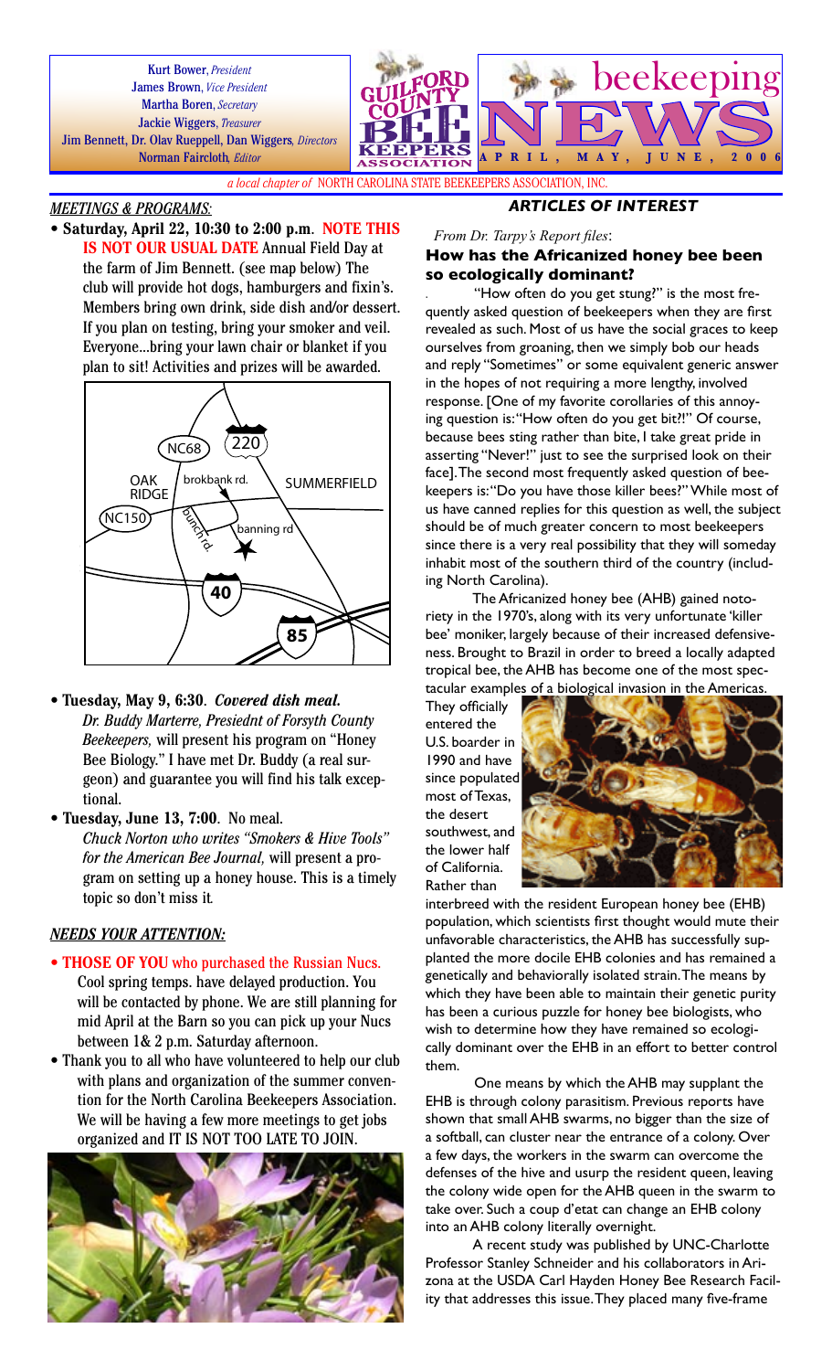Kurt Bower, *President*
James Brown, *Vice President*
Martha Boren, *Secretary*
Jackie Wiggers, *Treasurer*
Jim Bennett, Dr. Olav Rueppell, Dan Wiggers, *Directors*
Norman Faircloth, *Editor*

# GUILFORD COUNTY BEE KEEPERS ASSOCIATION

# beekeeping NEWS

APRIL, MAY, JUNE, 2006

*a local chapter of* NORTH CAROLINA STATE BEEKEEPERS ASSOCIATION, INC.

## *MEETINGS & PROGRAMS:*

- **Saturday, April 22, 10:30 to 2:00 p.m. NOTE THIS IS NOT OUR USUAL DATE** Annual Field Day at the farm of Jim Bennett. (see map below) The club will provide hot dogs, hamburgers and fixin's. Members bring own drink, side dish and/or dessert. If you plan on testing, bring your smoker and veil. Everyone...bring your lawn chair or blanket if you plan to sit! Activities and prizes will be awarded.

NC68
220
OAK RIDGE
brokbank rd.
SUMMERFIELD
NC150
bunch rd.
banning rd
40
85

- **Tuesday, May 9, 6:30. *Covered dish meal.*** *Dr. Buddy Marterre, Presiednt of Forsyth County Beekeepers,* will present his program on "Honey Bee Biology." I have met Dr. Buddy (a real surgeon) and guarantee you will find his talk exceptional.
- **Tuesday, June 13, 7:00.** No meal. *Chuck Norton who writes "Smokers & Hive Tools" for the American Bee Journal,* will present a program on setting up a honey house. This is a timely topic so don't miss it.

## *NEEDS YOUR ATTENTION:*

- **THOSE OF YOU** who purchased the Russian Nucs. Cool spring temps. have delayed production. You will be contacted by phone. We are still planning for mid April at the Barn so you can pick up your Nucs between 1& 2 p.m. Saturday afternoon.
- Thank you to all who have volunteered to help our club with plans and organization of the summer convention for the North Carolina Beekeepers Association. We will be having a few more meetings to get jobs organized and IT IS NOT TOO LATE TO JOIN.

## *ARTICLES OF INTEREST*

*From Dr. Tarpy's Report files*:

### How has the Africanized honey bee been so ecologically dominant?

"How often do you get stung?" is the most frequently asked question of beekeepers when they are first revealed as such. Most of us have the social graces to keep ourselves from groaning, then we simply bob our heads and reply "Sometimes" or some equivalent generic answer in the hopes of not requiring a more lengthy, involved response. [One of my favorite corollaries of this annoying question is: "How often do you get bit?!" Of course, because bees sting rather than bite, I take great pride in asserting "Never!" just to see the surprised look on their face]. The second most frequently asked question of beekeepers is: "Do you have those killer bees?" While most of us have canned replies for this question as well, the subject should be of much greater concern to most beekeepers since there is a very real possibility that they will someday inhabit most of the southern third of the country (including North Carolina).

The Africanized honey bee (AHB) gained notoriety in the 1970's, along with its very unfortunate 'killer bee' moniker, largely because of their increased defensiveness. Brought to Brazil in order to breed a locally adapted tropical bee, the AHB has become one of the most spectacular examples of a biological invasion in the Americas. They officially entered the U.S. boarder in 1990 and have since populated most of Texas, the desert southwest, and the lower half of California. Rather than interbreed with the resident European honey bee (EHB) population, which scientists first thought would mute their unfavorable characteristics, the AHB has successfully supplanted the more docile EHB colonies and has remained a genetically and behaviorally isolated strain. The means by which they have been able to maintain their genetic purity has been a curious puzzle for honey bee biologists, who wish to determine how they have remained so ecologically dominant over the EHB in an effort to better control them.

One means by which the AHB may supplant the EHB is through colony parasitism. Previous reports have shown that small AHB swarms, no bigger than the size of a softball, can cluster near the entrance of a colony. Over a few days, the workers in the swarm can overcome the defenses of the hive and usurp the resident queen, leaving the colony wide open for the AHB queen in the swarm to take over. Such a coup d'etat can change an EHB colony into an AHB colony literally overnight.

A recent study was published by UNC-Charlotte Professor Stanley Schneider and his collaborators in Arizona at the USDA Carl Hayden Honey Bee Research Facility that addresses this issue. They placed many five-frame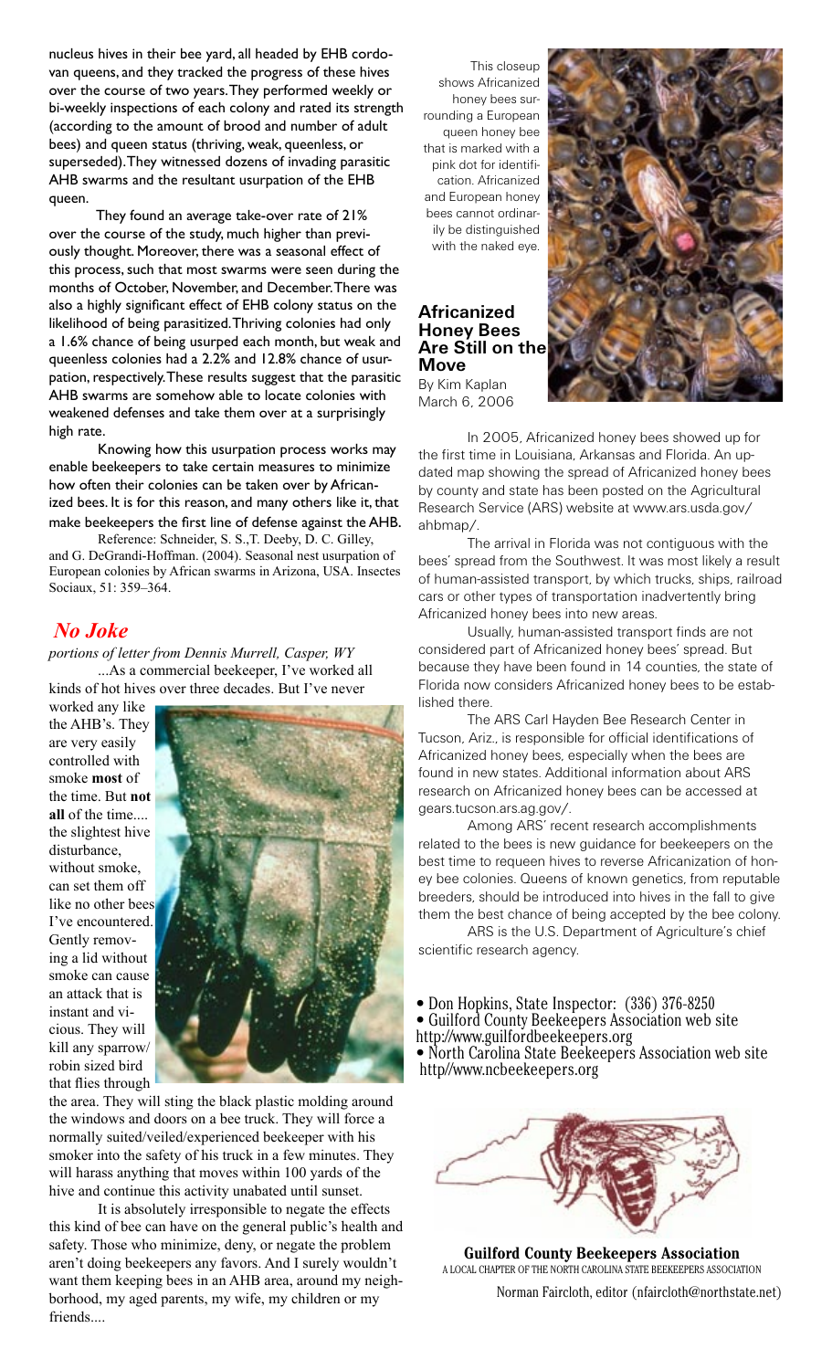nucleus hives in their bee yard, all headed by EHB cordovan queens, and they tracked the progress of these hives over the course of two years. They performed weekly or bi-weekly inspections of each colony and rated its strength (according to the amount of brood and number of adult bees) and queen status (thriving, weak, queenless, or superseded). They witnessed dozens of invading parasitic AHB swarms and the resultant usurpation of the EHB queen.

They found an average take-over rate of 21% over the course of the study, much higher than previously thought. Moreover, there was a seasonal effect of this process, such that most swarms were seen during the months of October, November, and December. There was also a highly significant effect of EHB colony status on the likelihood of being parasitized. Thriving colonies had only a 1.6% chance of being usurped each month, but weak and queenless colonies had a 2.2% and 12.8% chance of usurpation, respectively. These results suggest that the parasitic AHB swarms are somehow able to locate colonies with weakened defenses and take them over at a surprisingly high rate.

Knowing how this usurpation process works may enable beekeepers to take certain measures to minimize how often their colonies can be taken over by Africanized bees. It is for this reason, and many others like it, that make beekeepers the first line of defense against the AHB.

Reference: Schneider, S. S., T. Deeby, D. C. Gilley, and G. DeGrandi-Hoffman. (2004). Seasonal nest usurpation of European colonies by African swarms in Arizona, USA. Insectes Sociaux, 51: 359–364.

## *No Joke*

*portions of letter from Dennis Murrell, Casper, WY*

...As a commercial beekeeper, I've worked all kinds of hot hives over three decades. But I've never worked any like the AHB's. They are very easily controlled with smoke **most** of the time. But **not all** of the time.... the slightest hive disturbance, without smoke, can set them off like no other bees I've encountered. Gently removing a lid without smoke can cause an attack that is instant and vicious. They will kill any sparrow/robin sized bird that flies through the area. They will sting the black plastic molding around the windows and doors on a bee truck. They will force a normally suited/veiled/experienced beekeeper with his smoker into the safety of his truck in a few minutes. They will harass anything that moves within 100 yards of the hive and continue this activity unabated until sunset.

It is absolutely irresponsible to negate the effects this kind of bee can have on the general public's health and safety. Those who minimize, deny, or negate the problem aren't doing beekeepers any favors. And I surely wouldn't want them keeping bees in an AHB area, around my neighborhood, my aged parents, my wife, my children or my friends....

This closeup shows Africanized honey bees surrounding a European queen honey bee that is marked with a pink dot for identification. Africanized and European honey bees cannot ordinarily be distinguished with the naked eye.

## Africanized Honey Bees Are Still on the Move

By Kim Kaplan
March 6, 2006

In 2005, Africanized honey bees showed up for the first time in Louisiana, Arkansas and Florida. An updated map showing the spread of Africanized honey bees by county and state has been posted on the Agricultural Research Service (ARS) website at www.ars.usda.gov/ahbmap/.

The arrival in Florida was not contiguous with the bees' spread from the Southwest. It was most likely a result of human-assisted transport, by which trucks, ships, railroad cars or other types of transportation inadvertently bring Africanized honey bees into new areas.

Usually, human-assisted transport finds are not considered part of Africanized honey bees' spread. But because they have been found in 14 counties, the state of Florida now considers Africanized honey bees to be established there.

The ARS Carl Hayden Bee Research Center in Tucson, Ariz., is responsible for official identifications of Africanized honey bees, especially when the bees are found in new states. Additional information about ARS research on Africanized honey bees can be accessed at gears.tucson.ars.ag.gov/.

Among ARS' recent research accomplishments related to the bees is new guidance for beekeepers on the best time to requeen hives to reverse Africanization of honey bee colonies. Queens of known genetics, from reputable breeders, should be introduced into hives in the fall to give them the best chance of being accepted by the bee colony.

ARS is the U.S. Department of Agriculture's chief scientific research agency.

- Don Hopkins, State Inspector: (336) 376-8250
- Guilford County Beekeepers Association web site http://www.guilfordbeekeepers.org
- North Carolina State Beekeepers Association web site http//www.ncbeekeepers.org

**Guilford County Beekeepers Association**
A LOCAL CHAPTER OF THE NORTH CAROLINA STATE BEEKEEPERS ASSOCIATION

Norman Faircloth, editor (nfaircloth@northstate.net)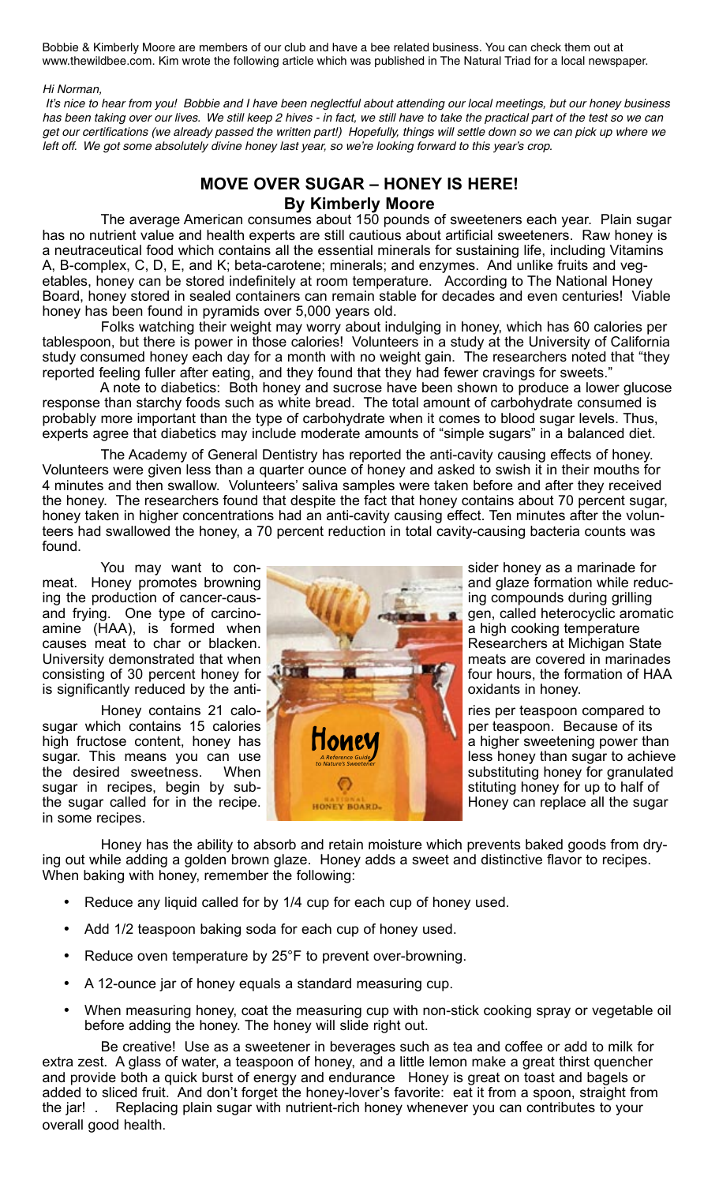Bobbie & Kimberly Moore are members of our club and have a bee related business. You can check them out at www.thewildbee.com. Kim wrote the following article which was published in The Natural Triad for a local newspaper.

*Hi Norman,*

*It's nice to hear from you! Bobbie and I have been neglectful about attending our local meetings, but our honey business has been taking over our lives. We still keep 2 hives - in fact, we still have to take the practical part of the test so we can get our certifications (we already passed the written part!) Hopefully, things will settle down so we can pick up where we left off. We got some absolutely divine honey last year, so we're looking forward to this year's crop.*

## MOVE OVER SUGAR – HONEY IS HERE!

### By Kimberly Moore

The average American consumes about 150 pounds of sweeteners each year. Plain sugar has no nutrient value and health experts are still cautious about artificial sweeteners. Raw honey is a neutraceutical food which contains all the essential minerals for sustaining life, including Vitamins A, B-complex, C, D, E, and K; beta-carotene; minerals; and enzymes. And unlike fruits and vegetables, honey can be stored indefinitely at room temperature. According to The National Honey Board, honey stored in sealed containers can remain stable for decades and even centuries! Viable honey has been found in pyramids over 5,000 years old.

Folks watching their weight may worry about indulging in honey, which has 60 calories per tablespoon, but there is power in those calories! Volunteers in a study at the University of California study consumed honey each day for a month with no weight gain. The researchers noted that "they reported feeling fuller after eating, and they found that they had fewer cravings for sweets."

A note to diabetics: Both honey and sucrose have been shown to produce a lower glucose response than starchy foods such as white bread. The total amount of carbohydrate consumed is probably more important than the type of carbohydrate when it comes to blood sugar levels. Thus, experts agree that diabetics may include moderate amounts of "simple sugars" in a balanced diet.

The Academy of General Dentistry has reported the anti-cavity causing effects of honey. Volunteers were given less than a quarter ounce of honey and asked to swish it in their mouths for 4 minutes and then swallow. Volunteers' saliva samples were taken before and after they received the honey. The researchers found that despite the fact that honey contains about 70 percent sugar, honey taken in higher concentrations had an anti-cavity causing effect. Ten minutes after the volunteers had swallowed the honey, a 70 percent reduction in total cavity-causing bacteria counts was found.

You may want to consider honey as a marinade for meat. Honey promotes browning and glaze formation while reducing the production of cancer-causing compounds during grilling and frying. One type of carcinogen, called heterocyclic aromatic amine (HAA), is formed when a high cooking temperature causes meat to char or blacken. Researchers at Michigan State University demonstrated that when meats are covered in marinades consisting of 30 percent honey for four hours, the formation of HAA is significantly reduced by the antioxidants in honey.

Honey contains 21 calories per teaspoon compared to sugar which contains 15 calories per teaspoon. Because of its high fructose content, honey has a higher sweetening power than sugar. This means you can use less honey than sugar to achieve the desired sweetness. When substituting honey for granulated sugar in recipes, begin by substituting honey for up to half of the sugar called for in the recipe. Honey can replace all the sugar in some recipes.

Honey has the ability to absorb and retain moisture which prevents baked goods from drying out while adding a golden brown glaze. Honey adds a sweet and distinctive flavor to recipes. When baking with honey, remember the following:

- Reduce any liquid called for by 1/4 cup for each cup of honey used.
- Add 1/2 teaspoon baking soda for each cup of honey used.
- Reduce oven temperature by 25°F to prevent over-browning.
- A 12-ounce jar of honey equals a standard measuring cup.
- When measuring honey, coat the measuring cup with non-stick cooking spray or vegetable oil before adding the honey. The honey will slide right out.

Be creative! Use as a sweetener in beverages such as tea and coffee or add to milk for extra zest. A glass of water, a teaspoon of honey, and a little lemon make a great thirst quencher and provide both a quick burst of energy and endurance Honey is great on toast and bagels or added to sliced fruit. And don't forget the honey-lover's favorite: eat it from a spoon, straight from the jar! . Replacing plain sugar with nutrient-rich honey whenever you can contributes to your overall good health.